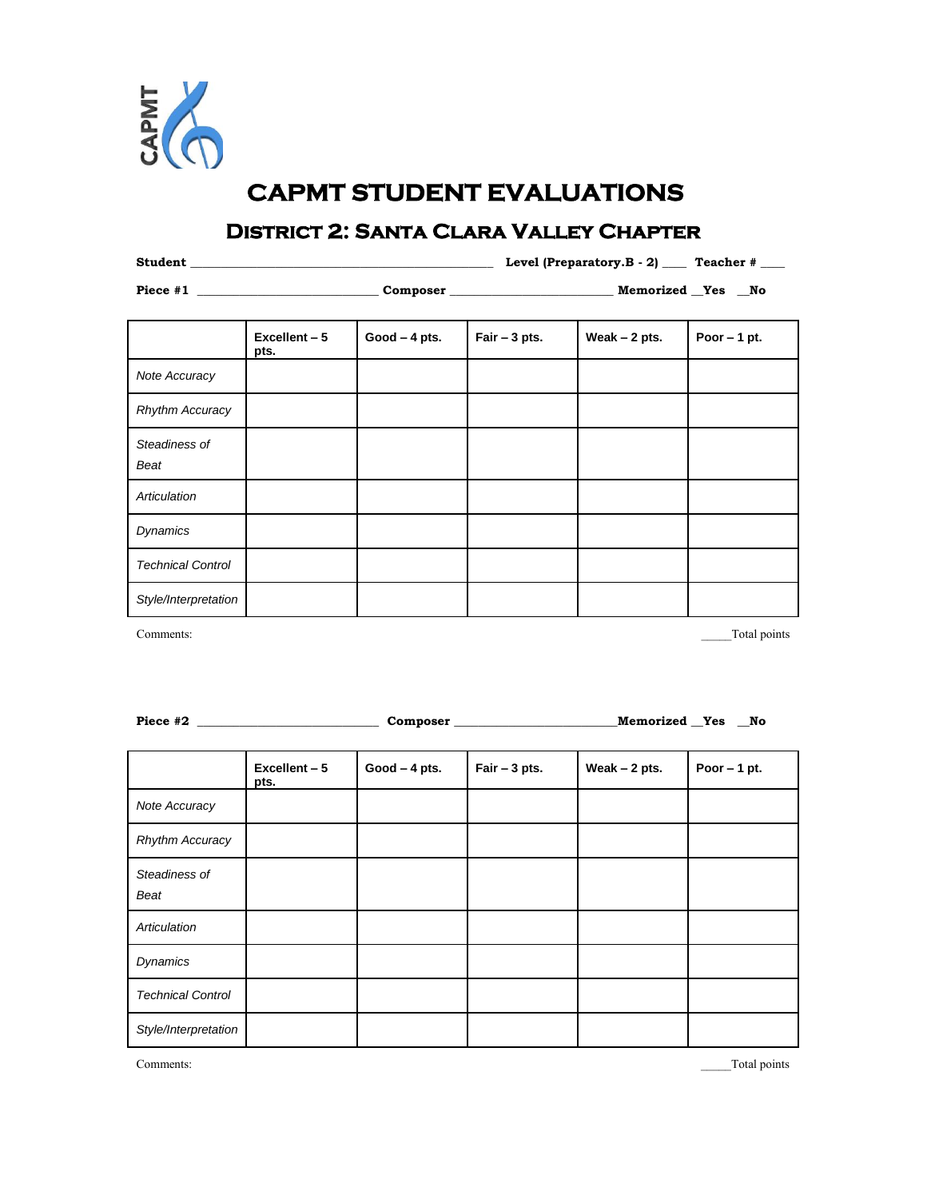CAPMT

# CAPMT STUDENT EVALUATIONS

## District 2: Santa Clara Valley Chapter

**Student** ______________________________________________ **Level (Preparatory.B - 2)** ____ **Teacher #** ____

**Piece #1** ___________________________ **Composer** _________________________ **Memorized** __**Yes** __**No**

| | Excellent – 5 pts. | Good – 4 pts. | Fair – 3 pts. | Weak – 2 pts. | Poor – 1 pt. |
|---|---|---|---|---|---|
| *Note Accuracy* | | | | | |
| *Rhythm Accuracy* | | | | | |
| *Steadiness of Beat* | | | | | |
| *Articulation* | | | | | |
| *Dynamics* | | | | | |
| *Technical Control* | | | | | |
| *Style/Interpretation* | | | | | |

Comments: _____Total points

**Piece #2** ___________________________ **Composer** _________________________ **Memorized** __**Yes** __**No**

| | Excellent – 5 pts. | Good – 4 pts. | Fair – 3 pts. | Weak – 2 pts. | Poor – 1 pt. |
|---|---|---|---|---|---|
| *Note Accuracy* | | | | | |
| *Rhythm Accuracy* | | | | | |
| *Steadiness of Beat* | | | | | |
| *Articulation* | | | | | |
| *Dynamics* | | | | | |
| *Technical Control* | | | | | |
| *Style/Interpretation* | | | | | |

Comments: _____Total points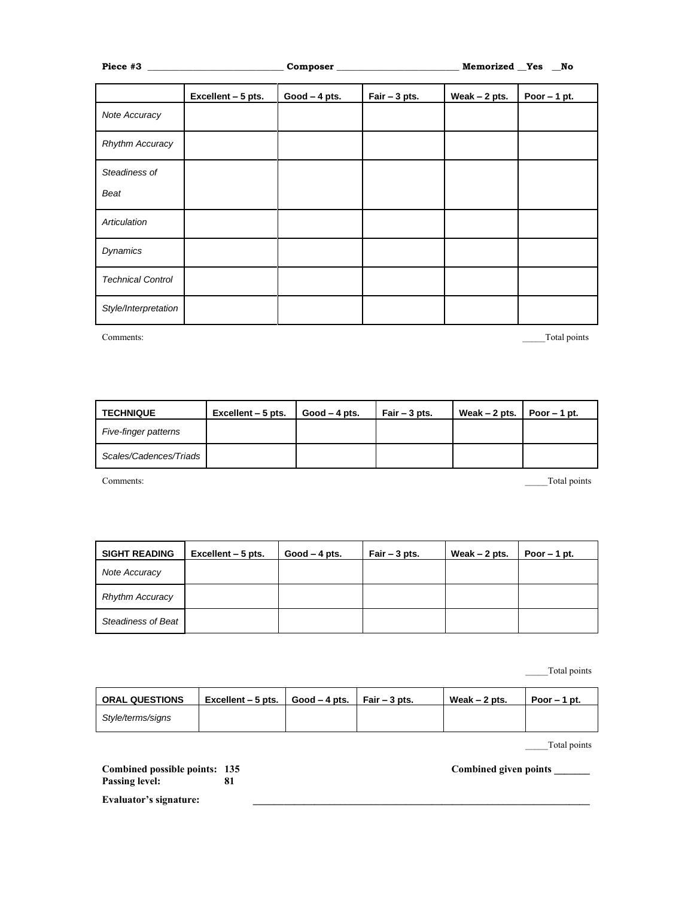**Piece #3** ____________________________ **Composer** _________________________ **Memorized** __Yes __No

| | Excellent – 5 pts. | Good – 4 pts. | Fair – 3 pts. | Weak – 2 pts. | Poor – 1 pt. |
|---|---|---|---|---|---|
| *Note Accuracy* | | | | | |
| *Rhythm Accuracy* | | | | | |
| *Steadiness of Beat* | | | | | |
| *Articulation* | | | | | |
| *Dynamics* | | | | | |
| *Technical Control* | | | | | |
| *Style/Interpretation* | | | | | |

Comments: _____Total points

| TECHNIQUE | Excellent – 5 pts. | Good – 4 pts. | Fair – 3 pts. | Weak – 2 pts. | Poor – 1 pt. |
|---|---|---|---|---|---|
| *Five-finger patterns* | | | | | |
| *Scales/Cadences/Triads* | | | | | |

Comments: _____Total points

| SIGHT READING | Excellent – 5 pts. | Good – 4 pts. | Fair – 3 pts. | Weak – 2 pts. | Poor – 1 pt. |
|---|---|---|---|---|---|
| *Note Accuracy* | | | | | |
| *Rhythm Accuracy* | | | | | |
| *Steadiness of Beat* | | | | | |

_____Total points

| ORAL QUESTIONS | Excellent – 5 pts. | Good – 4 pts. | Fair – 3 pts. | Weak – 2 pts. | Poor – 1 pt. |
|---|---|---|---|---|---|
| *Style/terms/signs* | | | | | |

_____Total points

**Combined possible points: 135**
**Passing level: 81**

**Combined given points** _______

**Evaluator's signature:** ____________________________________________________________________